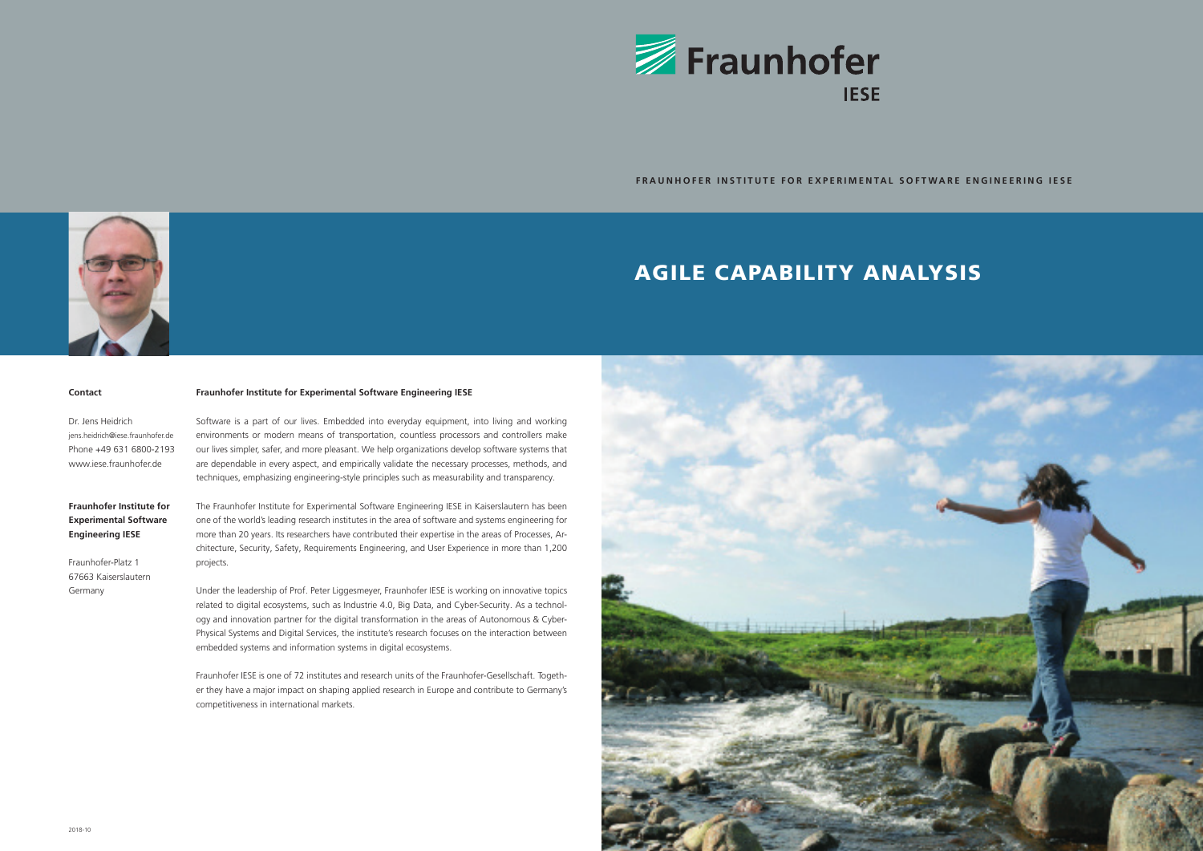# Fraunhofer IESE

**FRAUNHOFER INSTITUTE FOR EXPERIMENTAL SOFTWARE ENGINEERING IESE**

# AGILE CAPABILITY ANALYSIS

**Contact**

Dr. Jens Heidrich
jens.heidrich@iese.fraunhofer.de
Phone +49 631 6800-2193
www.iese.fraunhofer.de

**Fraunhofer Institute for Experimental Software Engineering IESE**

Fraunhofer-Platz 1
67663 Kaiserslautern
Germany

**Fraunhofer Institute for Experimental Software Engineering IESE**

Software is a part of our lives. Embedded into everyday equipment, into living and working environments or modern means of transportation, countless processors and controllers make our lives simpler, safer, and more pleasant. We help organizations develop software systems that are dependable in every aspect, and empirically validate the necessary processes, methods, and techniques, emphasizing engineering-style principles such as measurability and transparency.

The Fraunhofer Institute for Experimental Software Engineering IESE in Kaiserslautern has been one of the world's leading research institutes in the area of software and systems engineering for more than 20 years. Its researchers have contributed their expertise in the areas of Processes, Architecture, Security, Safety, Requirements Engineering, and User Experience in more than 1,200 projects.

Under the leadership of Prof. Peter Liggesmeyer, Fraunhofer IESE is working on innovative topics related to digital ecosystems, such as Industrie 4.0, Big Data, and Cyber-Security. As a technology and innovation partner for the digital transformation in the areas of Autonomous & Cyber-Physical Systems and Digital Services, the institute's research focuses on the interaction between embedded systems and information systems in digital ecosystems.

Fraunhofer IESE is one of 72 institutes and research units of the Fraunhofer-Gesellschaft. Together they have a major impact on shaping applied research in Europe and contribute to Germany's competitiveness in international markets.

2018-10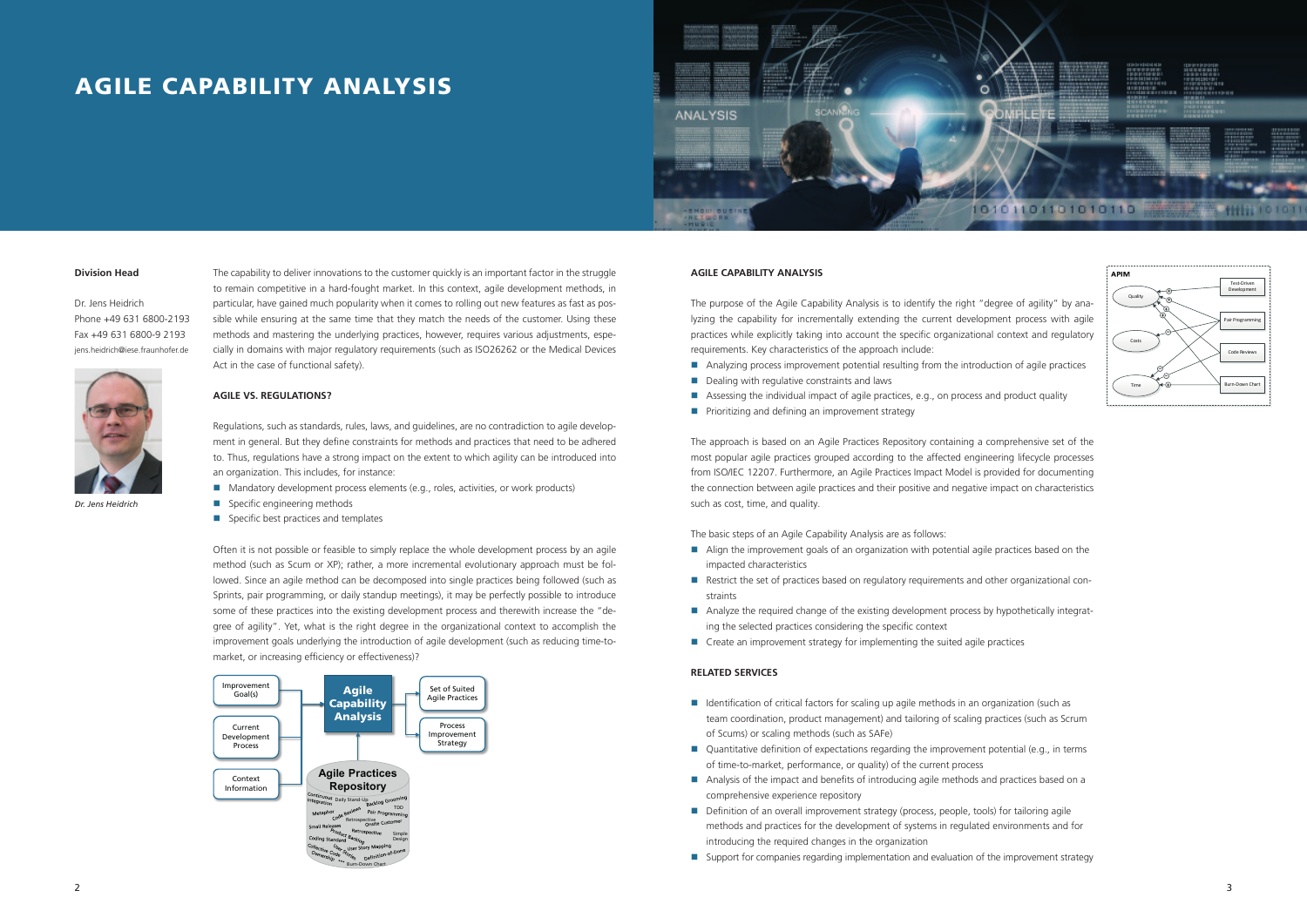# AGILE CAPABILITY ANALYSIS

**Division Head**

Dr. Jens Heidrich
Phone +49 631 6800-2193
Fax +49 631 6800-9 2193
jens.heidrich@iese.fraunhofer.de

*Dr. Jens Heidrich*

The capability to deliver innovations to the customer quickly is an important factor in the struggle to remain competitive in a hard-fought market. In this context, agile development methods, in particular, have gained much popularity when it comes to rolling out new features as fast as possible while ensuring at the same time that they match the needs of the customer. Using these methods and mastering the underlying practices, however, requires various adjustments, especially in domains with major regulatory requirements (such as ISO26262 or the Medical Devices Act in the case of functional safety).

## AGILE VS. REGULATIONS?

Regulations, such as standards, rules, laws, and guidelines, are no contradiction to agile development in general. But they define constraints for methods and practices that need to be adhered to. Thus, regulations have a strong impact on the extent to which agility can be introduced into an organization. This includes, for instance:

- Mandatory development process elements (e.g., roles, activities, or work products)
- Specific engineering methods
- Specific best practices and templates

Often it is not possible or feasible to simply replace the whole development process by an agile method (such as Scum or XP); rather, a more incremental evolutionary approach must be followed. Since an agile method can be decomposed into single practices being followed (such as Sprints, pair programming, or daily standup meetings), it may be perfectly possible to introduce some of these practices into the existing development process and therewith increase the "degree of agility". Yet, what is the right degree in the organizational context to accomplish the improvement goals underlying the introduction of agile development (such as reducing time-to-market, or increasing efficiency or effectiveness)?

Improvement Goal(s)
Current Development Process
Context Information
Agile Capability Analysis
Set of Suited Agile Practices
Process Improvement Strategy
Agile Practices Repository

## AGILE CAPABILITY ANALYSIS

The purpose of the Agile Capability Analysis is to identify the right "degree of agility" by analyzing the capability for incrementally extending the current development process with agile practices while explicitly taking into account the specific organizational context and regulatory requirements. Key characteristics of the approach include:

- Analyzing process improvement potential resulting from the introduction of agile practices
- Dealing with regulative constraints and laws
- Assessing the individual impact of agile practices, e.g., on process and product quality
- Prioritizing and defining an improvement strategy

The approach is based on an Agile Practices Repository containing a comprehensive set of the most popular agile practices grouped according to the affected engineering lifecycle processes from ISO/IEC 12207. Furthermore, an Agile Practices Impact Model is provided for documenting the connection between agile practices and their positive and negative impact on characteristics such as cost, time, and quality.

APIM
Quality
Costs
Time
Test-Driven Development
Pair Programming
Code Reviews
Burn-Down Chart

The basic steps of an Agile Capability Analysis are as follows:

- Align the improvement goals of an organization with potential agile practices based on the impacted characteristics
- Restrict the set of practices based on regulatory requirements and other organizational constraints
- Analyze the required change of the existing development process by hypothetically integrating the selected practices considering the specific context
- Create an improvement strategy for implementing the suited agile practices

## RELATED SERVICES

- Identification of critical factors for scaling up agile methods in an organization (such as team coordination, product management) and tailoring of scaling practices (such as Scrum of Scums) or scaling methods (such as SAFe)
- Quantitative definition of expectations regarding the improvement potential (e.g., in terms of time-to-market, performance, or quality) of the current process
- Analysis of the impact and benefits of introducing agile methods and practices based on a comprehensive experience repository
- Definition of an overall improvement strategy (process, people, tools) for tailoring agile methods and practices for the development of systems in regulated environments and for introducing the required changes in the organization
- Support for companies regarding implementation and evaluation of the improvement strategy